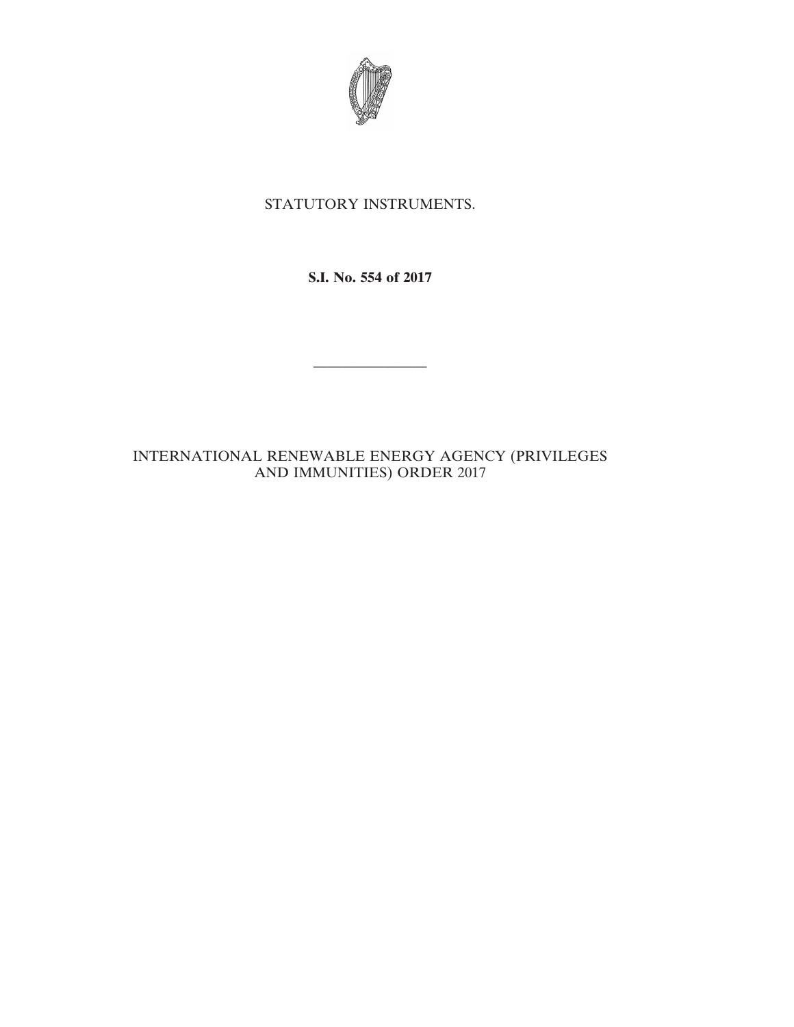STATUTORY INSTRUMENTS.

**S.I. No. 554 of 2017**

---

INTERNATIONAL RENEWABLE ENERGY AGENCY (PRIVILEGES AND IMMUNITIES) ORDER 2017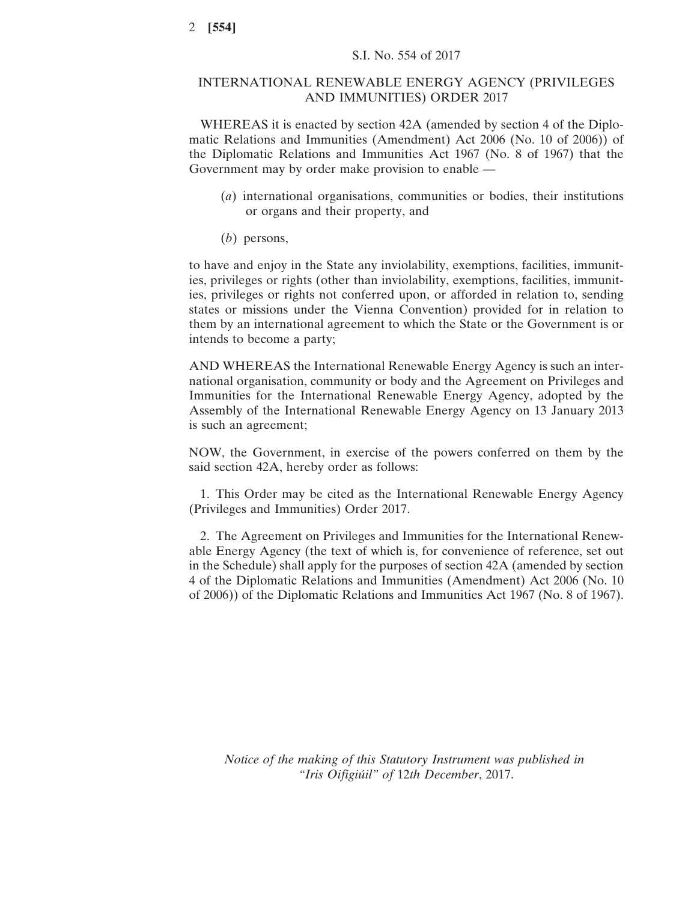S.I. No. 554 of 2017

# INTERNATIONAL RENEWABLE ENERGY AGENCY (PRIVILEGES AND IMMUNITIES) ORDER 2017

WHEREAS it is enacted by section 42A (amended by section 4 of the Diplomatic Relations and Immunities (Amendment) Act 2006 (No. 10 of 2006)) of the Diplomatic Relations and Immunities Act 1967 (No. 8 of 1967) that the Government may by order make provision to enable —

(*a*) international organisations, communities or bodies, their institutions or organs and their property, and

(*b*) persons,

to have and enjoy in the State any inviolability, exemptions, facilities, immunities, privileges or rights (other than inviolability, exemptions, facilities, immunities, privileges or rights not conferred upon, or afforded in relation to, sending states or missions under the Vienna Convention) provided for in relation to them by an international agreement to which the State or the Government is or intends to become a party;

AND WHEREAS the International Renewable Energy Agency is such an international organisation, community or body and the Agreement on Privileges and Immunities for the International Renewable Energy Agency, adopted by the Assembly of the International Renewable Energy Agency on 13 January 2013 is such an agreement;

NOW, the Government, in exercise of the powers conferred on them by the said section 42A, hereby order as follows:

1. This Order may be cited as the International Renewable Energy Agency (Privileges and Immunities) Order 2017.

2. The Agreement on Privileges and Immunities for the International Renewable Energy Agency (the text of which is, for convenience of reference, set out in the Schedule) shall apply for the purposes of section 42A (amended by section 4 of the Diplomatic Relations and Immunities (Amendment) Act 2006 (No. 10 of 2006)) of the Diplomatic Relations and Immunities Act 1967 (No. 8 of 1967).

*Notice of the making of this Statutory Instrument was published in "Iris Oifigiúil" of 12th December, 2017.*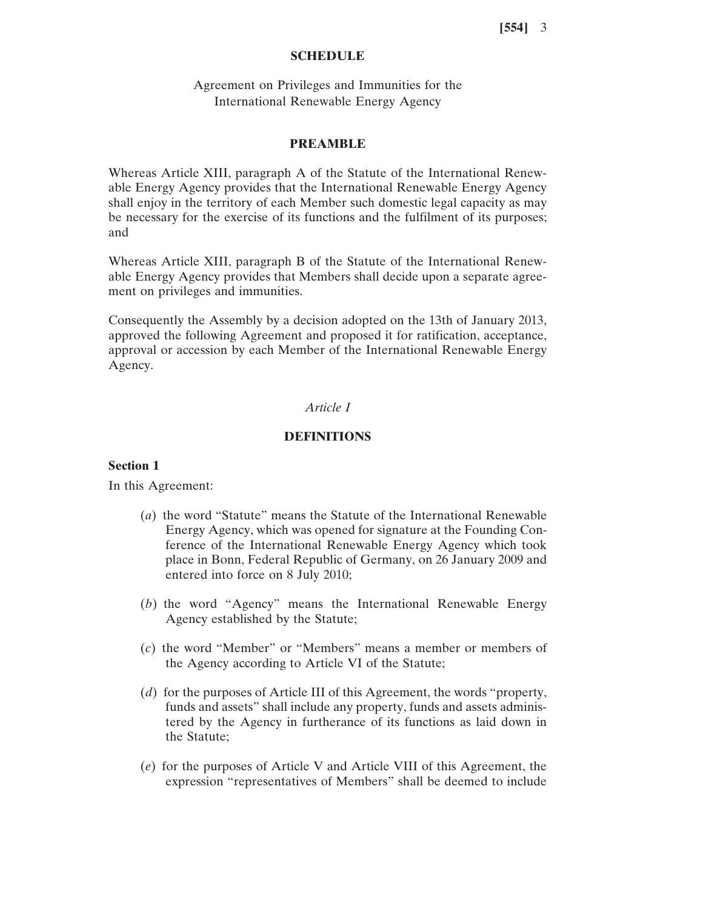## SCHEDULE

Agreement on Privileges and Immunities for the International Renewable Energy Agency

## PREAMBLE

Whereas Article XIII, paragraph A of the Statute of the International Renewable Energy Agency provides that the International Renewable Energy Agency shall enjoy in the territory of each Member such domestic legal capacity as may be necessary for the exercise of its functions and the fulfilment of its purposes; and

Whereas Article XIII, paragraph B of the Statute of the International Renewable Energy Agency provides that Members shall decide upon a separate agreement on privileges and immunities.

Consequently the Assembly by a decision adopted on the 13th of January 2013, approved the following Agreement and proposed it for ratification, acceptance, approval or accession by each Member of the International Renewable Energy Agency.

*Article I*

## DEFINITIONS

**Section 1**

In this Agreement:

(*a*) the word "Statute" means the Statute of the International Renewable Energy Agency, which was opened for signature at the Founding Conference of the International Renewable Energy Agency which took place in Bonn, Federal Republic of Germany, on 26 January 2009 and entered into force on 8 July 2010;

(*b*) the word "Agency" means the International Renewable Energy Agency established by the Statute;

(*c*) the word "Member" or "Members" means a member or members of the Agency according to Article VI of the Statute;

(*d*) for the purposes of Article III of this Agreement, the words "property, funds and assets" shall include any property, funds and assets administered by the Agency in furtherance of its functions as laid down in the Statute;

(*e*) for the purposes of Article V and Article VIII of this Agreement, the expression "representatives of Members" shall be deemed to include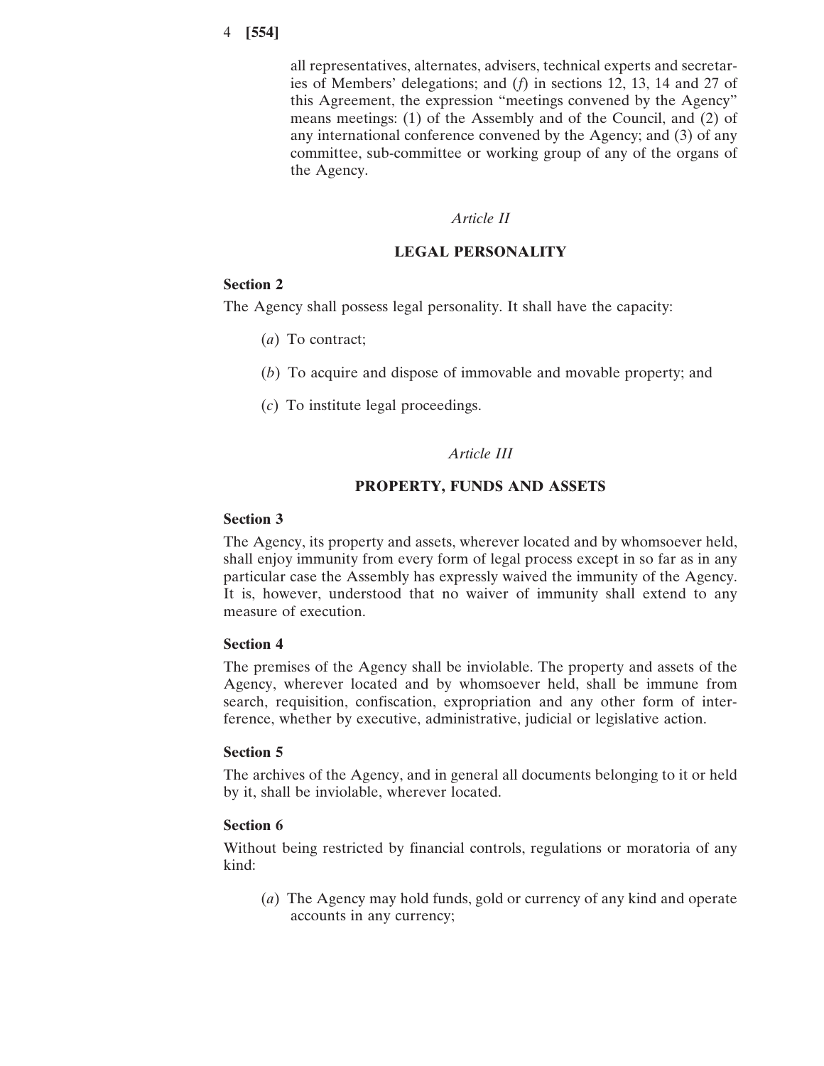all representatives, alternates, advisers, technical experts and secretaries of Members' delegations; and (*f*) in sections 12, 13, 14 and 27 of this Agreement, the expression "meetings convened by the Agency" means meetings: (1) of the Assembly and of the Council, and (2) of any international conference convened by the Agency; and (3) of any committee, sub-committee or working group of any of the organs of the Agency.

*Article II*

## LEGAL PERSONALITY

**Section 2**

The Agency shall possess legal personality. It shall have the capacity:

(*a*) To contract;

(*b*) To acquire and dispose of immovable and movable property; and

(*c*) To institute legal proceedings.

*Article III*

## PROPERTY, FUNDS AND ASSETS

**Section 3**

The Agency, its property and assets, wherever located and by whomsoever held, shall enjoy immunity from every form of legal process except in so far as in any particular case the Assembly has expressly waived the immunity of the Agency. It is, however, understood that no waiver of immunity shall extend to any measure of execution.

**Section 4**

The premises of the Agency shall be inviolable. The property and assets of the Agency, wherever located and by whomsoever held, shall be immune from search, requisition, confiscation, expropriation and any other form of interference, whether by executive, administrative, judicial or legislative action.

**Section 5**

The archives of the Agency, and in general all documents belonging to it or held by it, shall be inviolable, wherever located.

**Section 6**

Without being restricted by financial controls, regulations or moratoria of any kind:

(*a*) The Agency may hold funds, gold or currency of any kind and operate accounts in any currency;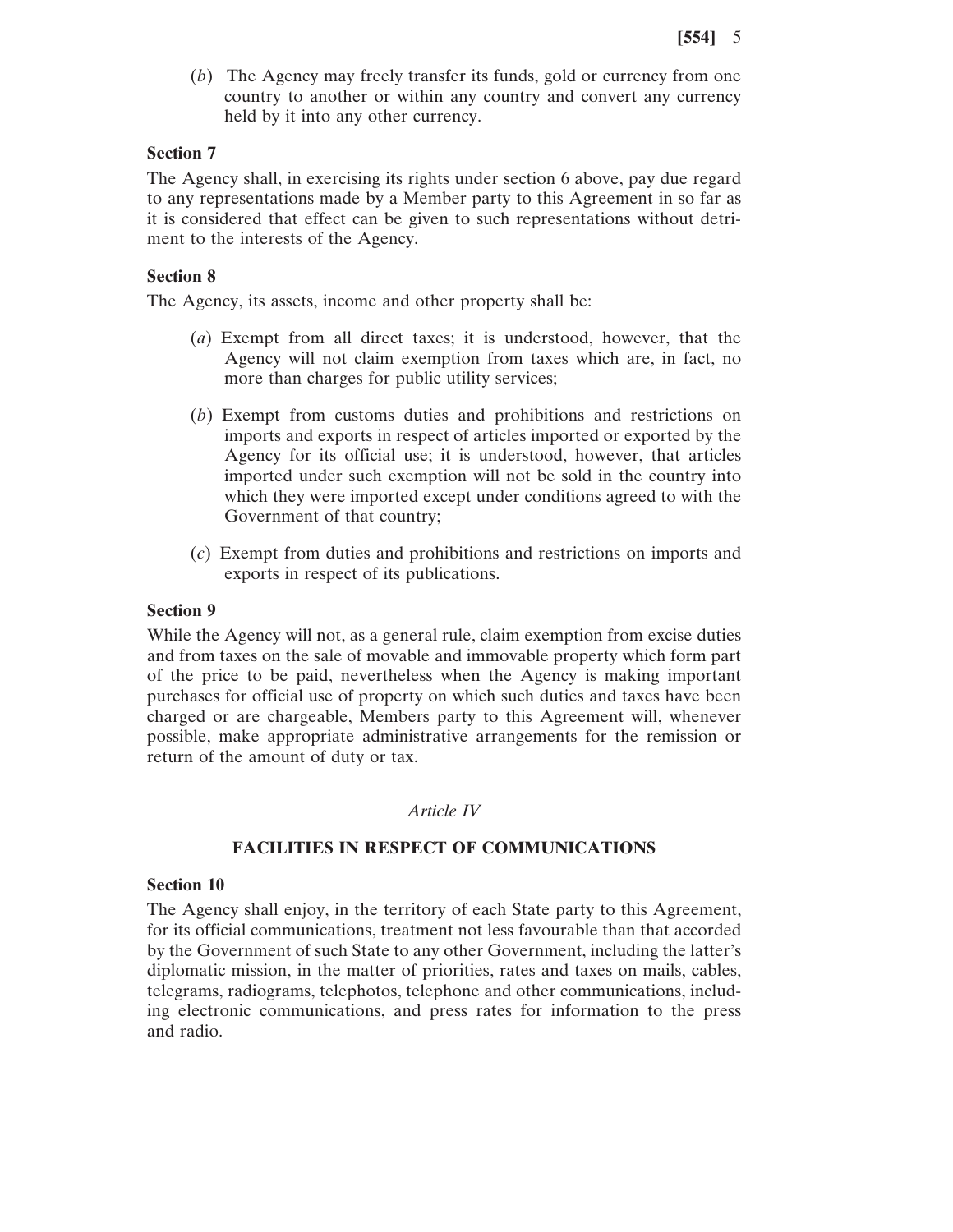(*b*) The Agency may freely transfer its funds, gold or currency from one country to another or within any country and convert any currency held by it into any other currency.

**Section 7**

The Agency shall, in exercising its rights under section 6 above, pay due regard to any representations made by a Member party to this Agreement in so far as it is considered that effect can be given to such representations without detriment to the interests of the Agency.

**Section 8**

The Agency, its assets, income and other property shall be:

(*a*) Exempt from all direct taxes; it is understood, however, that the Agency will not claim exemption from taxes which are, in fact, no more than charges for public utility services;

(*b*) Exempt from customs duties and prohibitions and restrictions on imports and exports in respect of articles imported or exported by the Agency for its official use; it is understood, however, that articles imported under such exemption will not be sold in the country into which they were imported except under conditions agreed to with the Government of that country;

(*c*) Exempt from duties and prohibitions and restrictions on imports and exports in respect of its publications.

**Section 9**

While the Agency will not, as a general rule, claim exemption from excise duties and from taxes on the sale of movable and immovable property which form part of the price to be paid, nevertheless when the Agency is making important purchases for official use of property on which such duties and taxes have been charged or are chargeable, Members party to this Agreement will, whenever possible, make appropriate administrative arrangements for the remission or return of the amount of duty or tax.

*Article IV*

**FACILITIES IN RESPECT OF COMMUNICATIONS**

**Section 10**

The Agency shall enjoy, in the territory of each State party to this Agreement, for its official communications, treatment not less favourable than that accorded by the Government of such State to any other Government, including the latter's diplomatic mission, in the matter of priorities, rates and taxes on mails, cables, telegrams, radiograms, telephotos, telephone and other communications, including electronic communications, and press rates for information to the press and radio.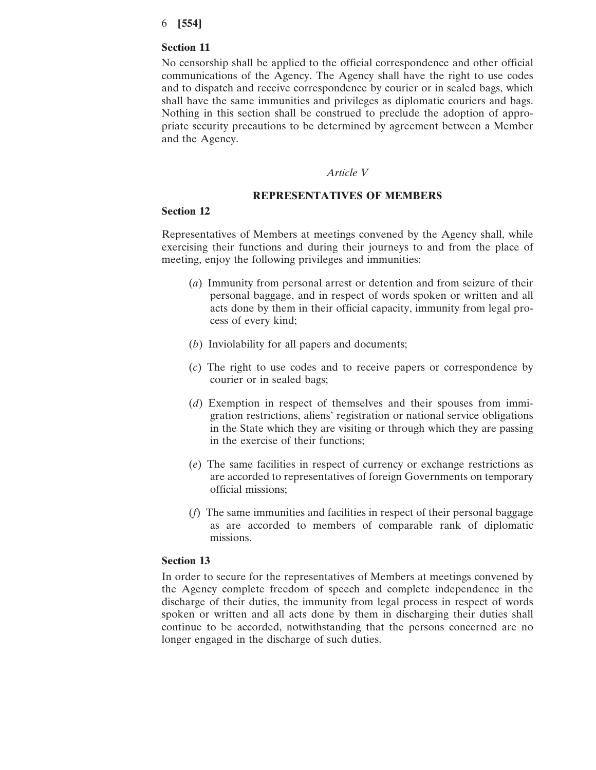### Section 11

No censorship shall be applied to the official correspondence and other official communications of the Agency. The Agency shall have the right to use codes and to dispatch and receive correspondence by courier or in sealed bags, which shall have the same immunities and privileges as diplomatic couriers and bags. Nothing in this section shall be construed to preclude the adoption of appropriate security precautions to be determined by agreement between a Member and the Agency.

*Article V*

## REPRESENTATIVES OF MEMBERS

### Section 12

Representatives of Members at meetings convened by the Agency shall, while exercising their functions and during their journeys to and from the place of meeting, enjoy the following privileges and immunities:

(*a*) Immunity from personal arrest or detention and from seizure of their personal baggage, and in respect of words spoken or written and all acts done by them in their official capacity, immunity from legal process of every kind;

(*b*) Inviolability for all papers and documents;

(*c*) The right to use codes and to receive papers or correspondence by courier or in sealed bags;

(*d*) Exemption in respect of themselves and their spouses from immigration restrictions, aliens' registration or national service obligations in the State which they are visiting or through which they are passing in the exercise of their functions;

(*e*) The same facilities in respect of currency or exchange restrictions as are accorded to representatives of foreign Governments on temporary official missions;

(*f*) The same immunities and facilities in respect of their personal baggage as are accorded to members of comparable rank of diplomatic missions.

### Section 13

In order to secure for the representatives of Members at meetings convened by the Agency complete freedom of speech and complete independence in the discharge of their duties, the immunity from legal process in respect of words spoken or written and all acts done by them in discharging their duties shall continue to be accorded, notwithstanding that the persons concerned are no longer engaged in the discharge of such duties.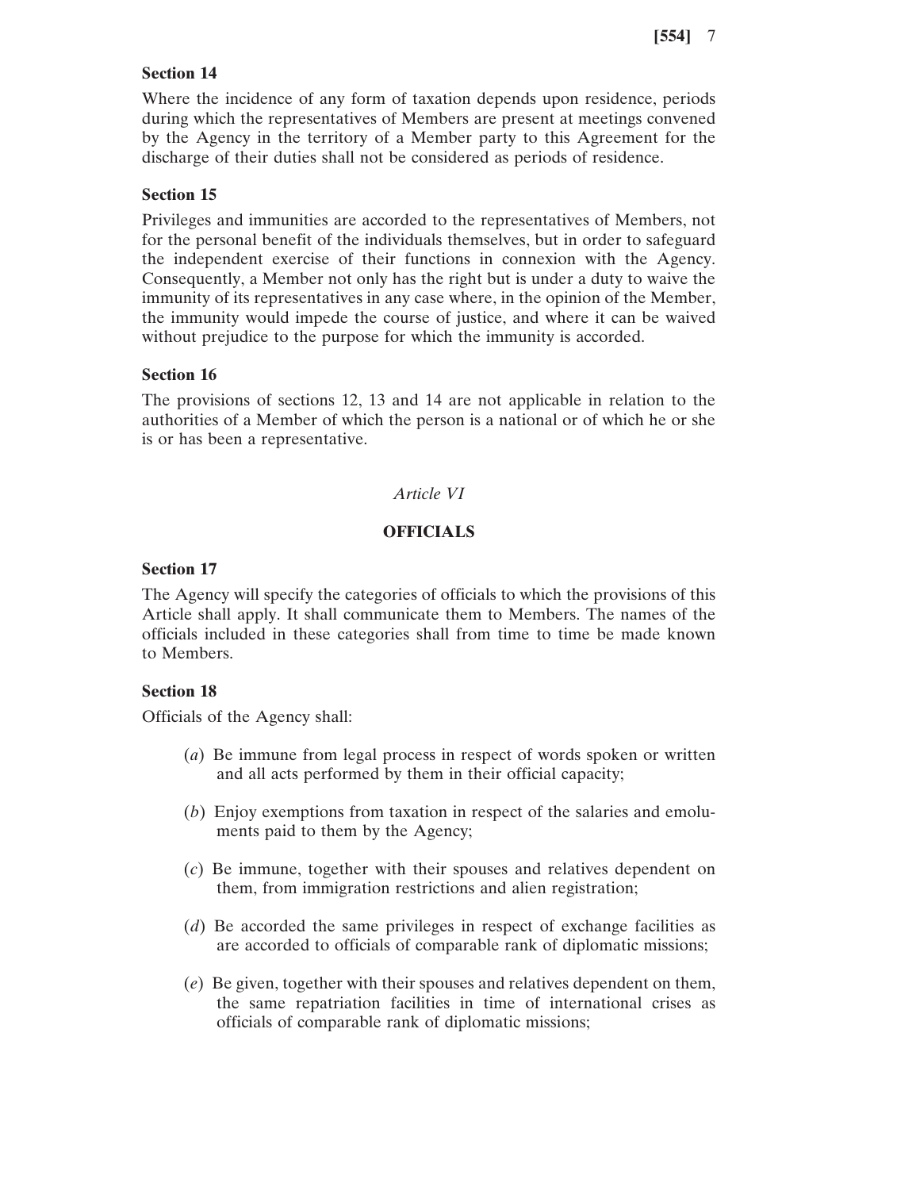**Section 14**

Where the incidence of any form of taxation depends upon residence, periods during which the representatives of Members are present at meetings convened by the Agency in the territory of a Member party to this Agreement for the discharge of their duties shall not be considered as periods of residence.

**Section 15**

Privileges and immunities are accorded to the representatives of Members, not for the personal benefit of the individuals themselves, but in order to safeguard the independent exercise of their functions in connexion with the Agency. Consequently, a Member not only has the right but is under a duty to waive the immunity of its representatives in any case where, in the opinion of the Member, the immunity would impede the course of justice, and where it can be waived without prejudice to the purpose for which the immunity is accorded.

**Section 16**

The provisions of sections 12, 13 and 14 are not applicable in relation to the authorities of a Member of which the person is a national or of which he or she is or has been a representative.

*Article VI*

## OFFICIALS

**Section 17**

The Agency will specify the categories of officials to which the provisions of this Article shall apply. It shall communicate them to Members. The names of the officials included in these categories shall from time to time be made known to Members.

**Section 18**

Officials of the Agency shall:

(*a*) Be immune from legal process in respect of words spoken or written and all acts performed by them in their official capacity;

(*b*) Enjoy exemptions from taxation in respect of the salaries and emoluments paid to them by the Agency;

(*c*) Be immune, together with their spouses and relatives dependent on them, from immigration restrictions and alien registration;

(*d*) Be accorded the same privileges in respect of exchange facilities as are accorded to officials of comparable rank of diplomatic missions;

(*e*) Be given, together with their spouses and relatives dependent on them, the same repatriation facilities in time of international crises as officials of comparable rank of diplomatic missions;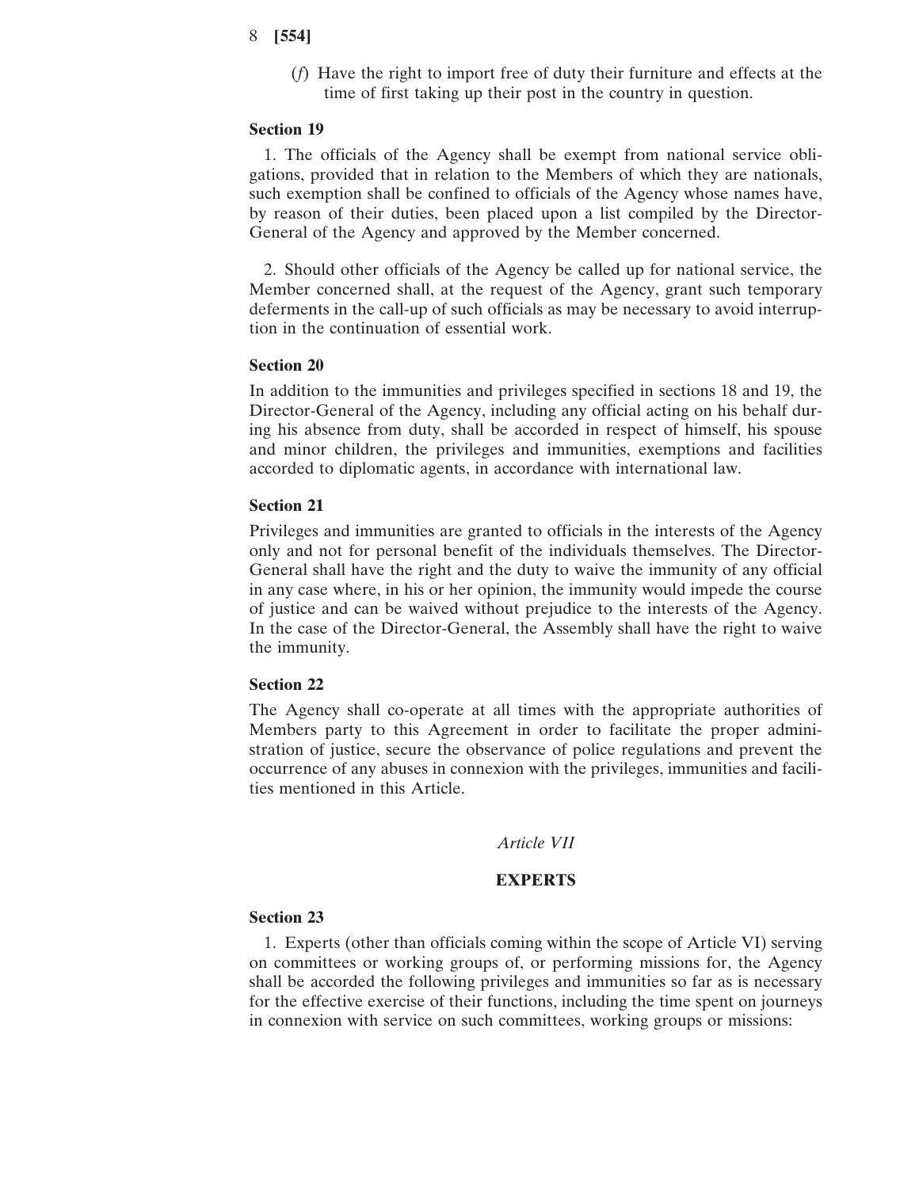(*f*) Have the right to import free of duty their furniture and effects at the time of first taking up their post in the country in question.

**Section 19**

1. The officials of the Agency shall be exempt from national service obligations, provided that in relation to the Members of which they are nationals, such exemption shall be confined to officials of the Agency whose names have, by reason of their duties, been placed upon a list compiled by the Director-General of the Agency and approved by the Member concerned.

2. Should other officials of the Agency be called up for national service, the Member concerned shall, at the request of the Agency, grant such temporary deferments in the call-up of such officials as may be necessary to avoid interruption in the continuation of essential work.

**Section 20**

In addition to the immunities and privileges specified in sections 18 and 19, the Director-General of the Agency, including any official acting on his behalf during his absence from duty, shall be accorded in respect of himself, his spouse and minor children, the privileges and immunities, exemptions and facilities accorded to diplomatic agents, in accordance with international law.

**Section 21**

Privileges and immunities are granted to officials in the interests of the Agency only and not for personal benefit of the individuals themselves. The Director-General shall have the right and the duty to waive the immunity of any official in any case where, in his or her opinion, the immunity would impede the course of justice and can be waived without prejudice to the interests of the Agency. In the case of the Director-General, the Assembly shall have the right to waive the immunity.

**Section 22**

The Agency shall co-operate at all times with the appropriate authorities of Members party to this Agreement in order to facilitate the proper administration of justice, secure the observance of police regulations and prevent the occurrence of any abuses in connexion with the privileges, immunities and facilities mentioned in this Article.

## *Article VII*

## **EXPERTS**

**Section 23**

1. Experts (other than officials coming within the scope of Article VI) serving on committees or working groups of, or performing missions for, the Agency shall be accorded the following privileges and immunities so far as is necessary for the effective exercise of their functions, including the time spent on journeys in connexion with service on such committees, working groups or missions: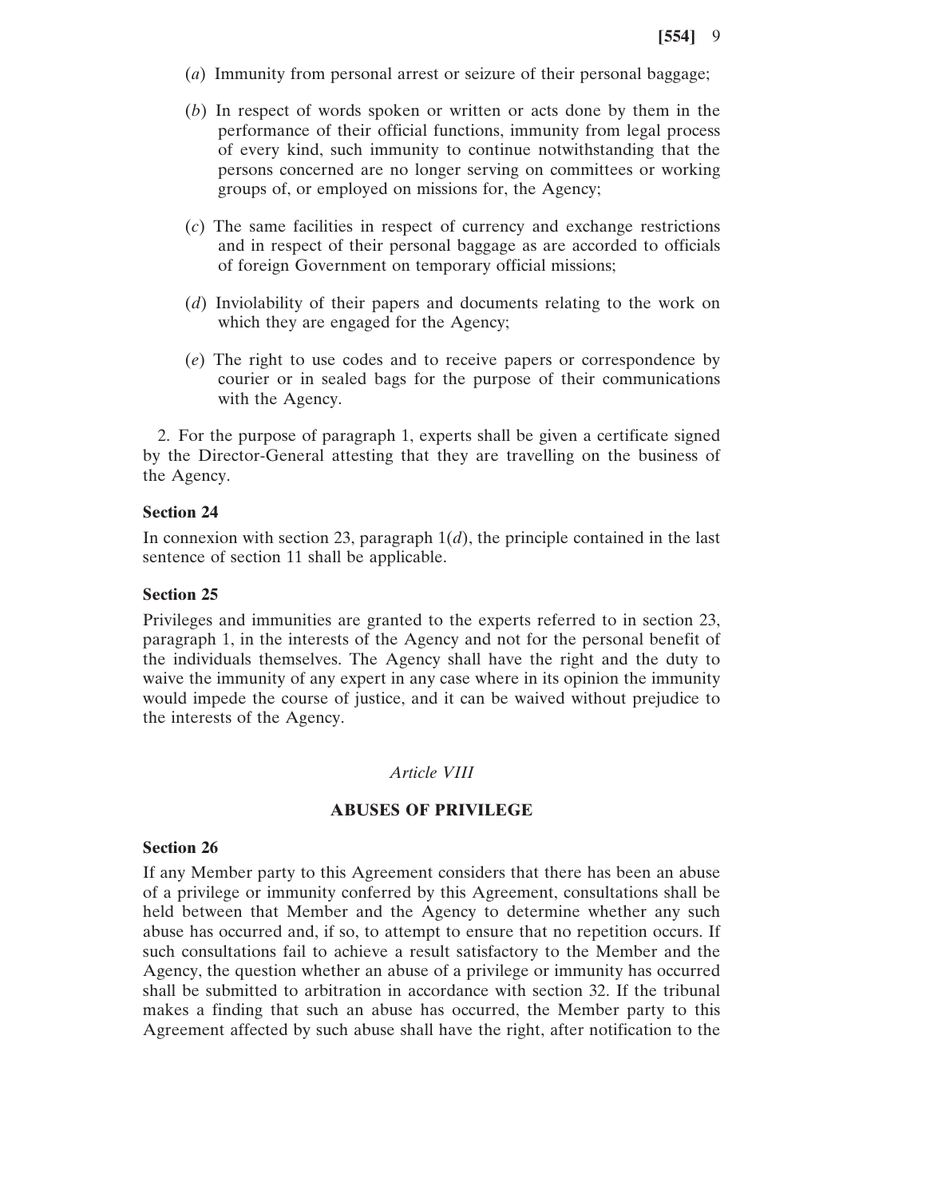(*a*) Immunity from personal arrest or seizure of their personal baggage;

(*b*) In respect of words spoken or written or acts done by them in the performance of their official functions, immunity from legal process of every kind, such immunity to continue notwithstanding that the persons concerned are no longer serving on committees or working groups of, or employed on missions for, the Agency;

(*c*) The same facilities in respect of currency and exchange restrictions and in respect of their personal baggage as are accorded to officials of foreign Government on temporary official missions;

(*d*) Inviolability of their papers and documents relating to the work on which they are engaged for the Agency;

(*e*) The right to use codes and to receive papers or correspondence by courier or in sealed bags for the purpose of their communications with the Agency.

2. For the purpose of paragraph 1, experts shall be given a certificate signed by the Director-General attesting that they are travelling on the business of the Agency.

**Section 24**

In connexion with section 23, paragraph 1(*d*), the principle contained in the last sentence of section 11 shall be applicable.

**Section 25**

Privileges and immunities are granted to the experts referred to in section 23, paragraph 1, in the interests of the Agency and not for the personal benefit of the individuals themselves. The Agency shall have the right and the duty to waive the immunity of any expert in any case where in its opinion the immunity would impede the course of justice, and it can be waived without prejudice to the interests of the Agency.

*Article VIII*

**ABUSES OF PRIVILEGE**

**Section 26**

If any Member party to this Agreement considers that there has been an abuse of a privilege or immunity conferred by this Agreement, consultations shall be held between that Member and the Agency to determine whether any such abuse has occurred and, if so, to attempt to ensure that no repetition occurs. If such consultations fail to achieve a result satisfactory to the Member and the Agency, the question whether an abuse of a privilege or immunity has occurred shall be submitted to arbitration in accordance with section 32. If the tribunal makes a finding that such an abuse has occurred, the Member party to this Agreement affected by such abuse shall have the right, after notification to the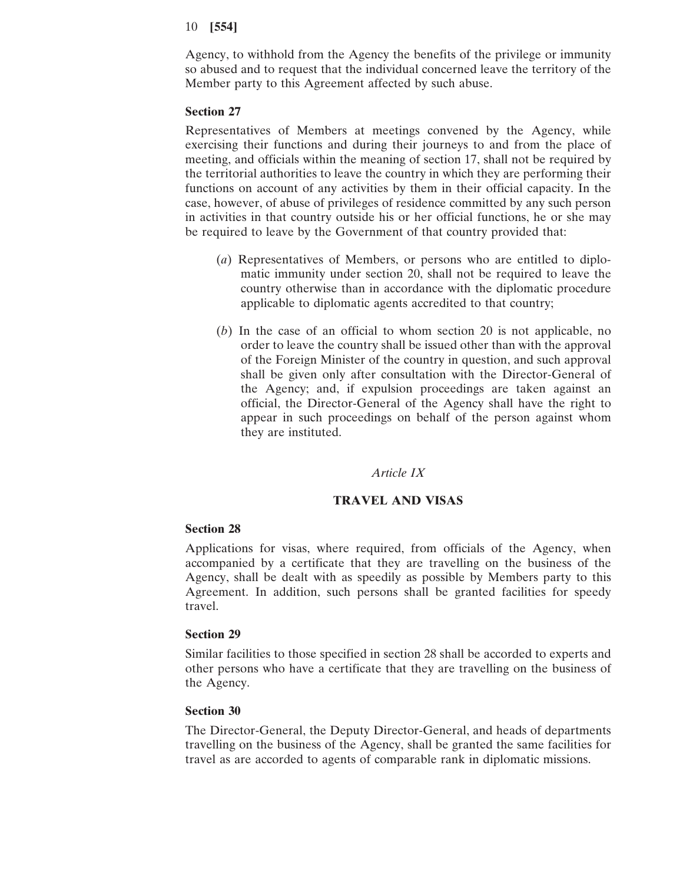Agency, to withhold from the Agency the benefits of the privilege or immunity so abused and to request that the individual concerned leave the territory of the Member party to this Agreement affected by such abuse.

**Section 27**

Representatives of Members at meetings convened by the Agency, while exercising their functions and during their journeys to and from the place of meeting, and officials within the meaning of section 17, shall not be required by the territorial authorities to leave the country in which they are performing their functions on account of any activities by them in their official capacity. In the case, however, of abuse of privileges of residence committed by any such person in activities in that country outside his or her official functions, he or she may be required to leave by the Government of that country provided that:

(*a*) Representatives of Members, or persons who are entitled to diplomatic immunity under section 20, shall not be required to leave the country otherwise than in accordance with the diplomatic procedure applicable to diplomatic agents accredited to that country;

(*b*) In the case of an official to whom section 20 is not applicable, no order to leave the country shall be issued other than with the approval of the Foreign Minister of the country in question, and such approval shall be given only after consultation with the Director-General of the Agency; and, if expulsion proceedings are taken against an official, the Director-General of the Agency shall have the right to appear in such proceedings on behalf of the person against whom they are instituted.

*Article IX*

## TRAVEL AND VISAS

**Section 28**

Applications for visas, where required, from officials of the Agency, when accompanied by a certificate that they are travelling on the business of the Agency, shall be dealt with as speedily as possible by Members party to this Agreement. In addition, such persons shall be granted facilities for speedy travel.

**Section 29**

Similar facilities to those specified in section 28 shall be accorded to experts and other persons who have a certificate that they are travelling on the business of the Agency.

**Section 30**

The Director-General, the Deputy Director-General, and heads of departments travelling on the business of the Agency, shall be granted the same facilities for travel as are accorded to agents of comparable rank in diplomatic missions.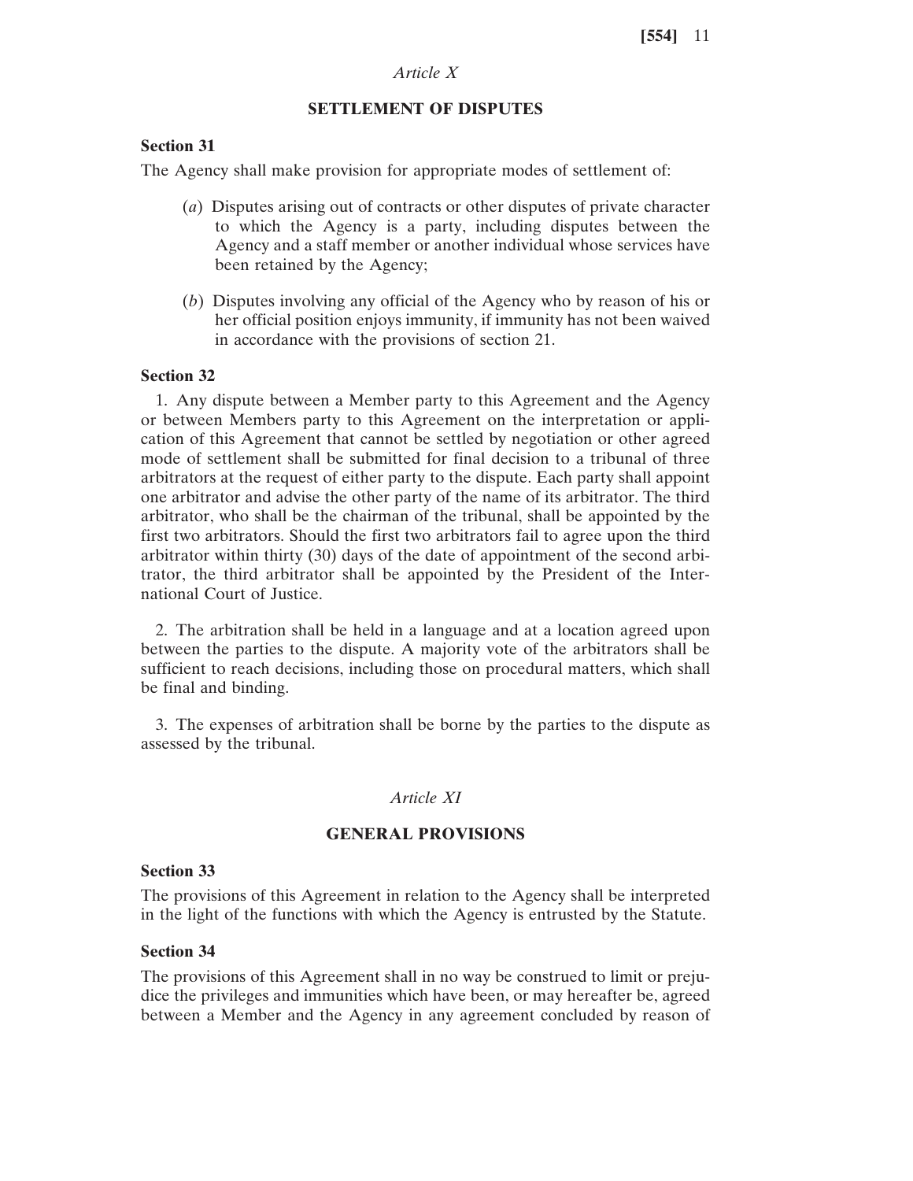*Article X*

## SETTLEMENT OF DISPUTES

### Section 31

The Agency shall make provision for appropriate modes of settlement of:

(*a*) Disputes arising out of contracts or other disputes of private character to which the Agency is a party, including disputes between the Agency and a staff member or another individual whose services have been retained by the Agency;

(*b*) Disputes involving any official of the Agency who by reason of his or her official position enjoys immunity, if immunity has not been waived in accordance with the provisions of section 21.

### Section 32

1. Any dispute between a Member party to this Agreement and the Agency or between Members party to this Agreement on the interpretation or application of this Agreement that cannot be settled by negotiation or other agreed mode of settlement shall be submitted for final decision to a tribunal of three arbitrators at the request of either party to the dispute. Each party shall appoint one arbitrator and advise the other party of the name of its arbitrator. The third arbitrator, who shall be the chairman of the tribunal, shall be appointed by the first two arbitrators. Should the first two arbitrators fail to agree upon the third arbitrator within thirty (30) days of the date of appointment of the second arbitrator, the third arbitrator shall be appointed by the President of the International Court of Justice.

2. The arbitration shall be held in a language and at a location agreed upon between the parties to the dispute. A majority vote of the arbitrators shall be sufficient to reach decisions, including those on procedural matters, which shall be final and binding.

3. The expenses of arbitration shall be borne by the parties to the dispute as assessed by the tribunal.

*Article XI*

## GENERAL PROVISIONS

### Section 33

The provisions of this Agreement in relation to the Agency shall be interpreted in the light of the functions with which the Agency is entrusted by the Statute.

### Section 34

The provisions of this Agreement shall in no way be construed to limit or prejudice the privileges and immunities which have been, or may hereafter be, agreed between a Member and the Agency in any agreement concluded by reason of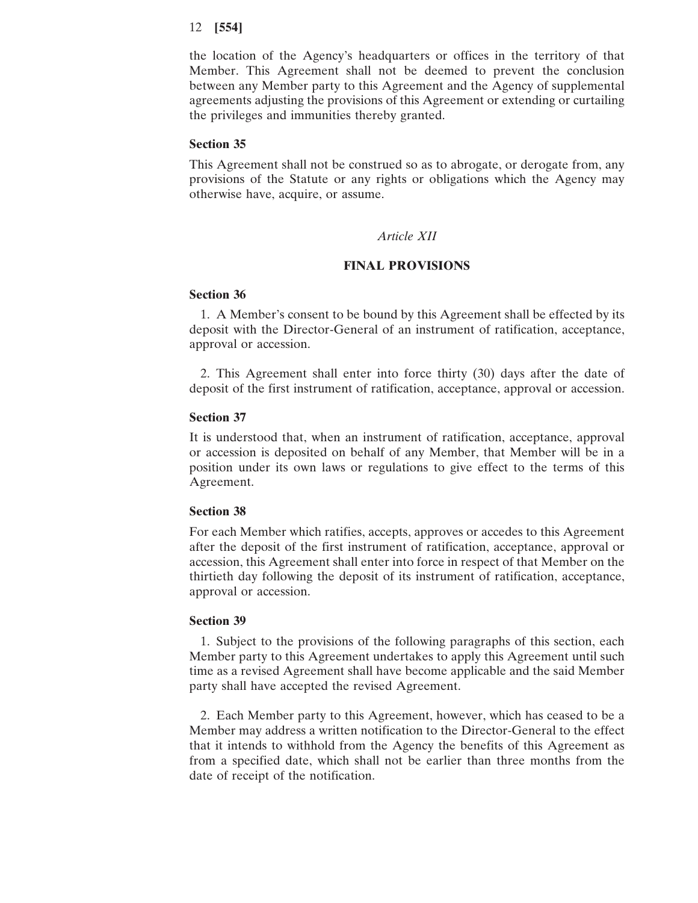the location of the Agency's headquarters or offices in the territory of that Member. This Agreement shall not be deemed to prevent the conclusion between any Member party to this Agreement and the Agency of supplemental agreements adjusting the provisions of this Agreement or extending or curtailing the privileges and immunities thereby granted.

### Section 35

This Agreement shall not be construed so as to abrogate, or derogate from, any provisions of the Statute or any rights or obligations which the Agency may otherwise have, acquire, or assume.

*Article XII*

## FINAL PROVISIONS

### Section 36

1. A Member's consent to be bound by this Agreement shall be effected by its deposit with the Director-General of an instrument of ratification, acceptance, approval or accession.

2. This Agreement shall enter into force thirty (30) days after the date of deposit of the first instrument of ratification, acceptance, approval or accession.

### Section 37

It is understood that, when an instrument of ratification, acceptance, approval or accession is deposited on behalf of any Member, that Member will be in a position under its own laws or regulations to give effect to the terms of this Agreement.

### Section 38

For each Member which ratifies, accepts, approves or accedes to this Agreement after the deposit of the first instrument of ratification, acceptance, approval or accession, this Agreement shall enter into force in respect of that Member on the thirtieth day following the deposit of its instrument of ratification, acceptance, approval or accession.

### Section 39

1. Subject to the provisions of the following paragraphs of this section, each Member party to this Agreement undertakes to apply this Agreement until such time as a revised Agreement shall have become applicable and the said Member party shall have accepted the revised Agreement.

2. Each Member party to this Agreement, however, which has ceased to be a Member may address a written notification to the Director-General to the effect that it intends to withhold from the Agency the benefits of this Agreement as from a specified date, which shall not be earlier than three months from the date of receipt of the notification.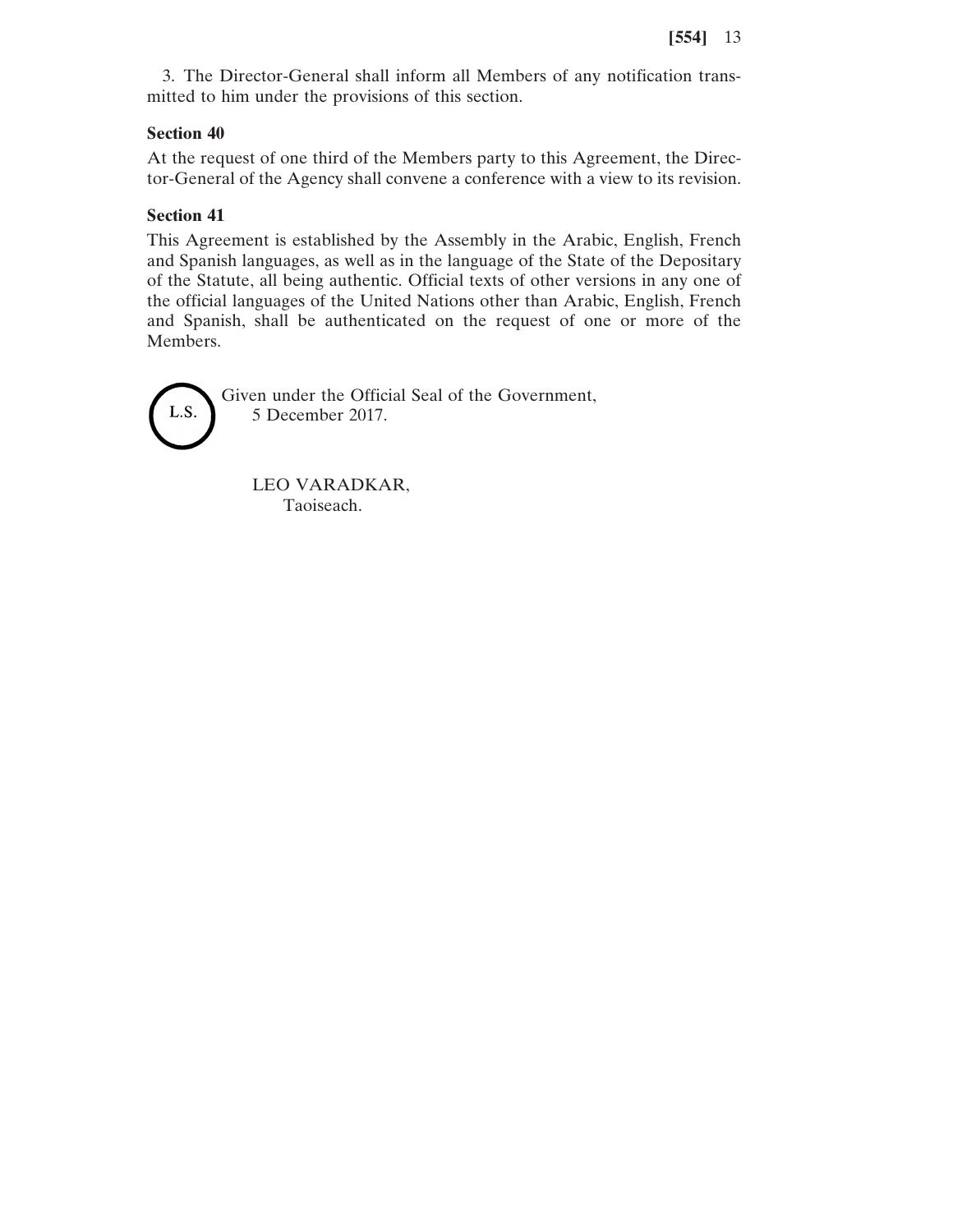3. The Director-General shall inform all Members of any notification transmitted to him under the provisions of this section.

**Section 40**

At the request of one third of the Members party to this Agreement, the Director-General of the Agency shall convene a conference with a view to its revision.

**Section 41**

This Agreement is established by the Assembly in the Arabic, English, French and Spanish languages, as well as in the language of the State of the Depositary of the Statute, all being authentic. Official texts of other versions in any one of the official languages of the United Nations other than Arabic, English, French and Spanish, shall be authenticated on the request of one or more of the Members.

L.S.

Given under the Official Seal of the Government,
5 December 2017.

LEO VARADKAR,
Taoiseach.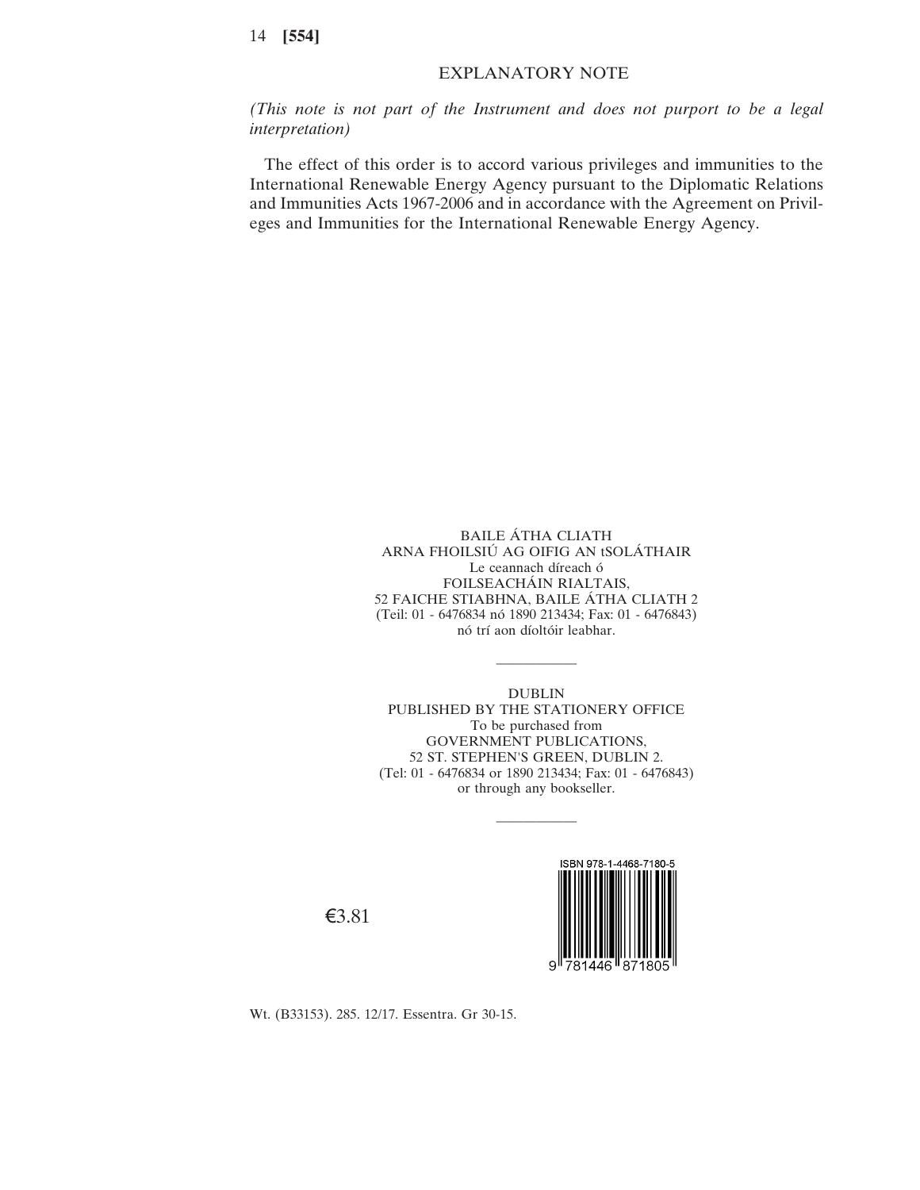## EXPLANATORY NOTE

*(This note is not part of the Instrument and does not purport to be a legal interpretation)*

The effect of this order is to accord various privileges and immunities to the International Renewable Energy Agency pursuant to the Diplomatic Relations and Immunities Acts 1967-2006 and in accordance with the Agreement on Privileges and Immunities for the International Renewable Energy Agency.

BAILE ÁTHA CLIATH
ARNA FHOILSIÚ AG OIFIG AN tSOLÁTHAIR
Le ceannach díreach ó
FOILSEACHÁIN RIALTAIS,
52 FAICHE STIABHNA, BAILE ÁTHA CLIATH 2
(Teil: 01 - 6476834 nó 1890 213434; Fax: 01 - 6476843)
nó trí aon díoltóir leabhar.

---

DUBLIN
PUBLISHED BY THE STATIONERY OFFICE
To be purchased from
GOVERNMENT PUBLICATIONS,
52 ST. STEPHEN'S GREEN, DUBLIN 2.
(Tel: 01 - 6476834 or 1890 213434; Fax: 01 - 6476843)
or through any bookseller.

---

€3.81

ISBN 978-1-4468-7180-5

9 781446 871805

Wt. (B33153). 285. 12/17. Essentra. Gr 30-15.